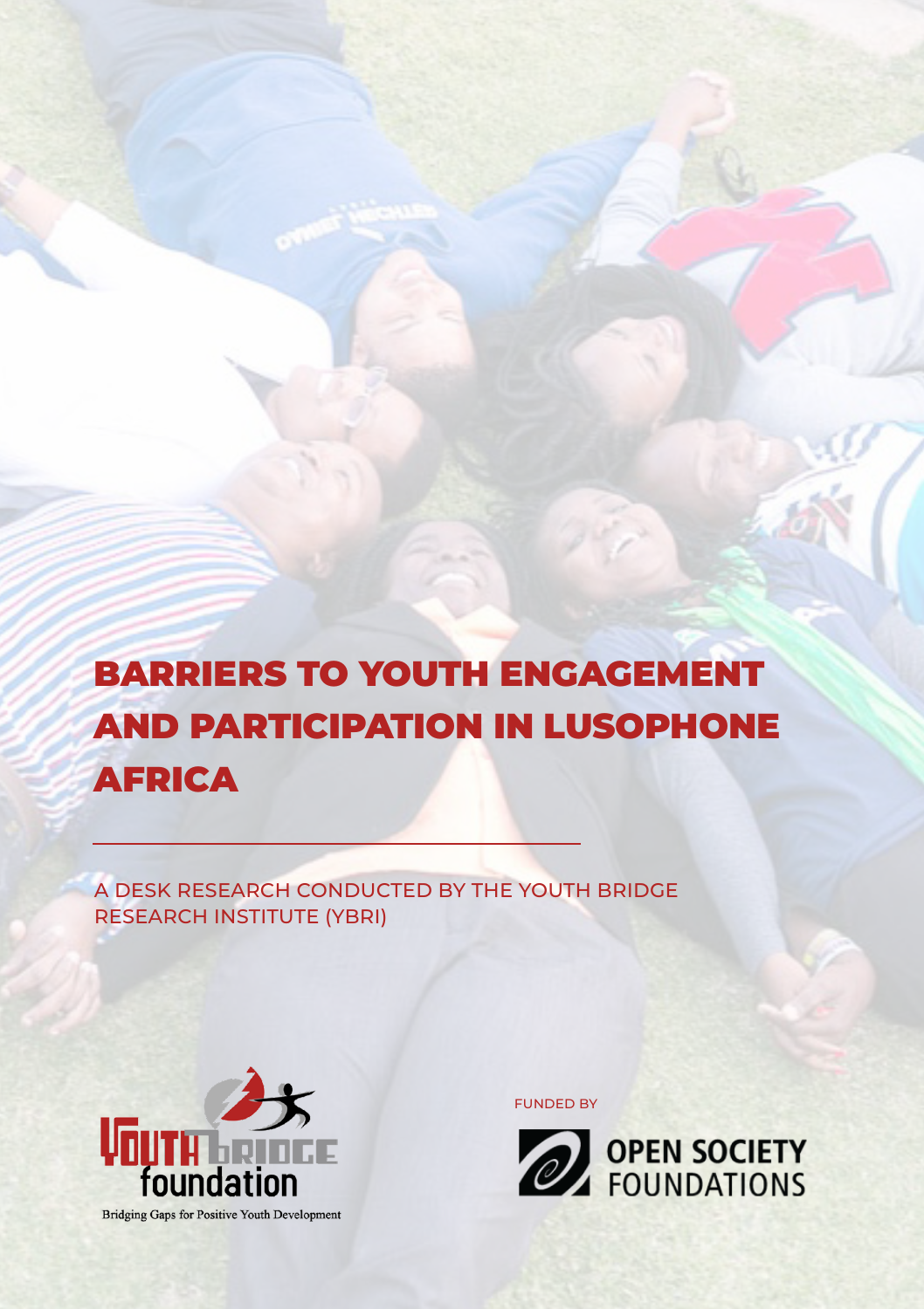# BARRIERS TO YOUTH ENGAGEMENT AND PARTICIPATION IN LUSOPHONE AFRICA

A DESK RESEARCH CONDUCTED BY THE YOUTH BRIDGE RESEARCH INSTITUTE (YBRI)

Youth Bridge foundation

Bridging Gaps for Positive Youth Development

FUNDED BY

OPEN SOCIETY FOUNDATIONS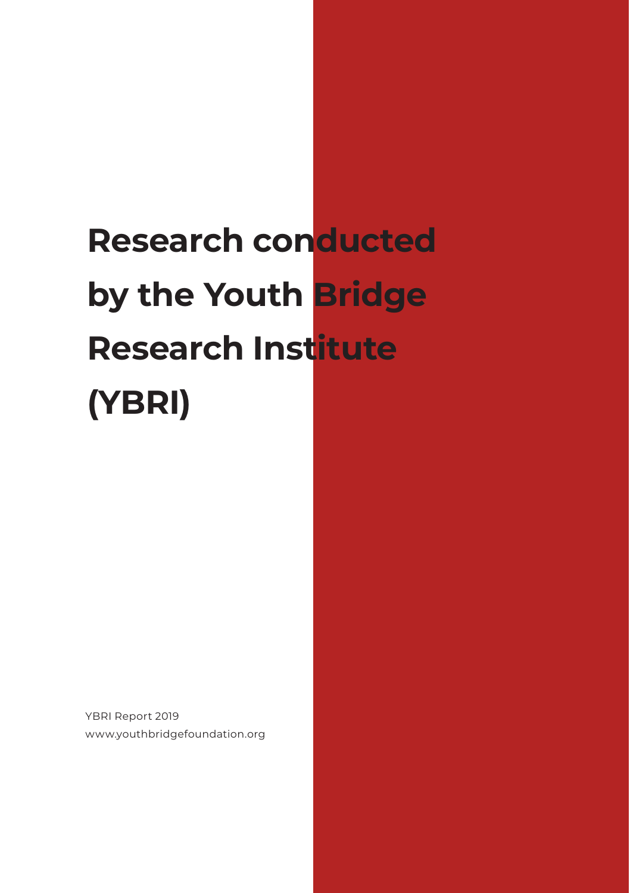# Research conducted by the Youth Bridge Research Institute (YBRI)

YBRI Report 2019
www.youthbridgefoundation.org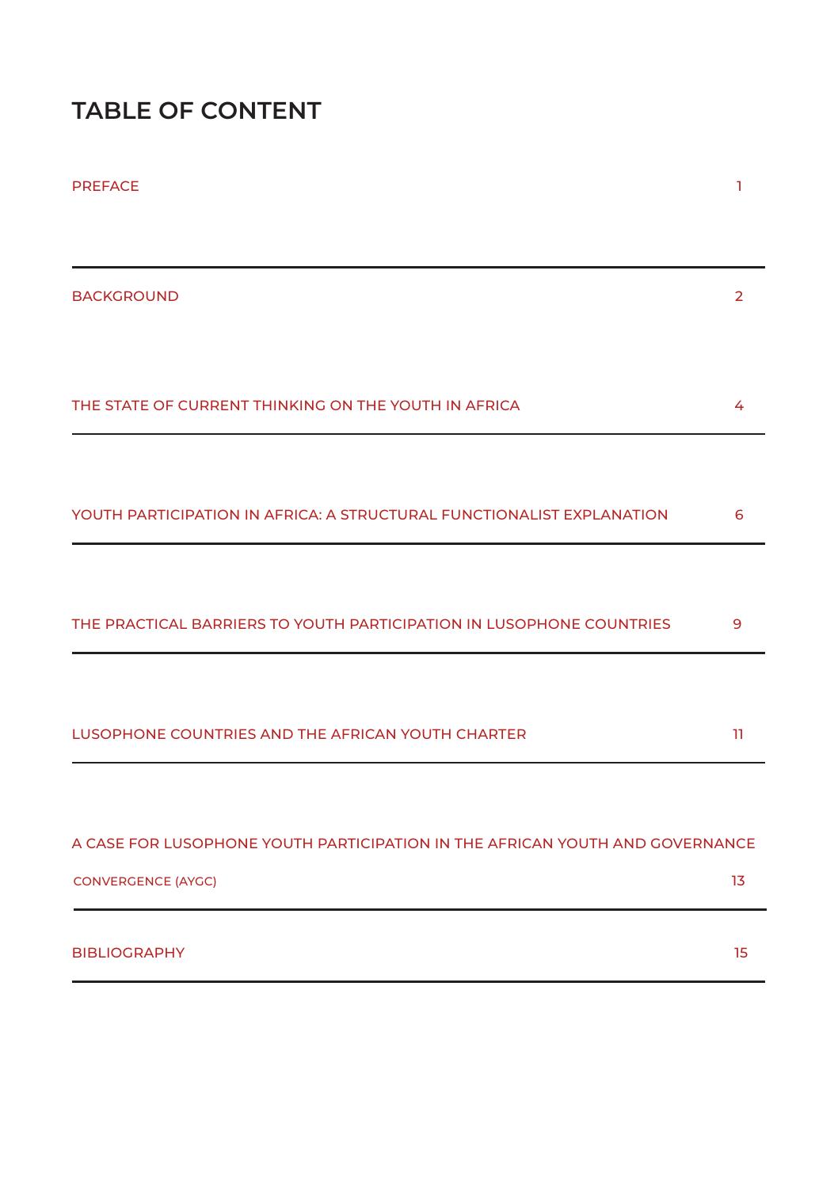# TABLE OF CONTENT

| | |
|---|---|
| PREFACE | 1 |
| BACKGROUND | 2 |
| THE STATE OF CURRENT THINKING ON THE YOUTH IN AFRICA | 4 |
| YOUTH PARTICIPATION IN AFRICA: A STRUCTURAL FUNCTIONALIST EXPLANATION | 6 |
| THE PRACTICAL BARRIERS TO YOUTH PARTICIPATION IN LUSOPHONE COUNTRIES | 9 |
| LUSOPHONE COUNTRIES AND THE AFRICAN YOUTH CHARTER | 11 |
| A CASE FOR LUSOPHONE YOUTH PARTICIPATION IN THE AFRICAN YOUTH AND GOVERNANCE CONVERGENCE (AYGC) | 13 |
| BIBLIOGRAPHY | 15 |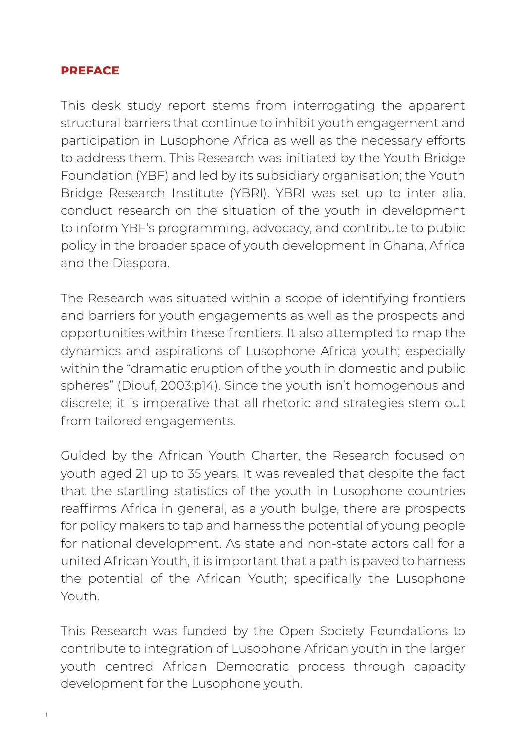## PREFACE

This desk study report stems from interrogating the apparent structural barriers that continue to inhibit youth engagement and participation in Lusophone Africa as well as the necessary efforts to address them. This Research was initiated by the Youth Bridge Foundation (YBF) and led by its subsidiary organisation; the Youth Bridge Research Institute (YBRI). YBRI was set up to inter alia, conduct research on the situation of the youth in development to inform YBF's programming, advocacy, and contribute to public policy in the broader space of youth development in Ghana, Africa and the Diaspora.

The Research was situated within a scope of identifying frontiers and barriers for youth engagements as well as the prospects and opportunities within these frontiers. It also attempted to map the dynamics and aspirations of Lusophone Africa youth; especially within the "dramatic eruption of the youth in domestic and public spheres" (Diouf, 2003:p14). Since the youth isn't homogenous and discrete; it is imperative that all rhetoric and strategies stem out from tailored engagements.

Guided by the African Youth Charter, the Research focused on youth aged 21 up to 35 years. It was revealed that despite the fact that the startling statistics of the youth in Lusophone countries reaffirms Africa in general, as a youth bulge, there are prospects for policy makers to tap and harness the potential of young people for national development. As state and non-state actors call for a united African Youth, it is important that a path is paved to harness the potential of the African Youth; specifically the Lusophone Youth.

This Research was funded by the Open Society Foundations to contribute to integration of Lusophone African youth in the larger youth centred African Democratic process through capacity development for the Lusophone youth.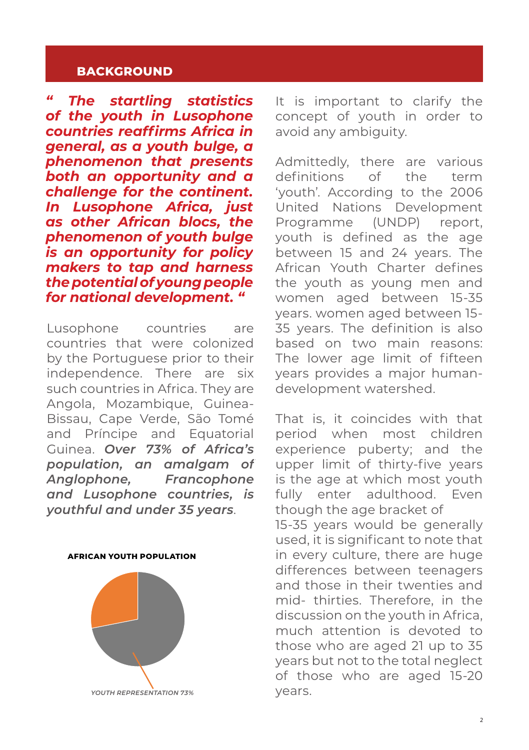## BACKGROUND

***" The startling statistics of the youth in Lusophone countries reaffirms Africa in general, as a youth bulge, a phenomenon that presents both an opportunity and a challenge for the continent. In Lusophone Africa, just as other African blocs, the phenomenon of youth bulge is an opportunity for policy makers to tap and harness the potential of young people for national development. "***

Lusophone countries are countries that were colonized by the Portuguese prior to their independence. There are six such countries in Africa. They are Angola, Mozambique, Guinea-Bissau, Cape Verde, São Tomé and Príncipe and Equatorial Guinea. ***Over 73% of Africa's population, an amalgam of Anglophone, Francophone and Lusophone countries, is youthful and under 35 years***.

**AFRICAN YOUTH POPULATION**

*YOUTH REPRESENTATION 73%*

It is important to clarify the concept of youth in order to avoid any ambiguity.

Admittedly, there are various definitions of the term 'youth'. According to the 2006 United Nations Development Programme (UNDP) report, youth is defined as the age between 15 and 24 years. The African Youth Charter defines the youth as young men and women aged between 15-35 years. women aged between 15-35 years. The definition is also based on two main reasons: The lower age limit of fifteen years provides a major human-development watershed.

That is, it coincides with that period when most children experience puberty; and the upper limit of thirty-five years is the age at which most youth fully enter adulthood. Even though the age bracket of 15-35 years would be generally used, it is significant to note that in every culture, there are huge differences between teenagers and those in their twenties and mid- thirties. Therefore, in the discussion on the youth in Africa, much attention is devoted to those who are aged 21 up to 35 years but not to the total neglect of those who are aged 15-20 years.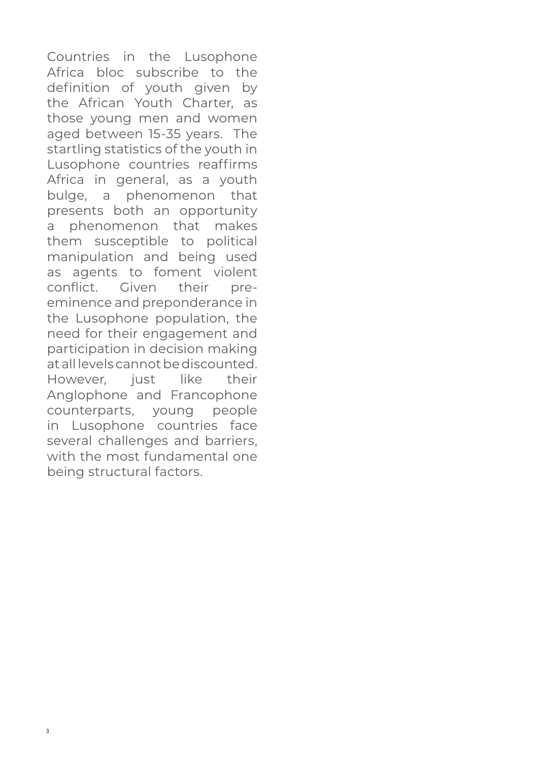Countries in the Lusophone Africa bloc subscribe to the definition of youth given by the African Youth Charter, as those young men and women aged between 15-35 years. The startling statistics of the youth in Lusophone countries reaffirms Africa in general, as a youth bulge, a phenomenon that presents both an opportunity a phenomenon that makes them susceptible to political manipulation and being used as agents to foment violent conflict. Given their pre-eminence and preponderance in the Lusophone population, the need for their engagement and participation in decision making at all levels cannot be discounted. However, just like their Anglophone and Francophone counterparts, young people in Lusophone countries face several challenges and barriers, with the most fundamental one being structural factors.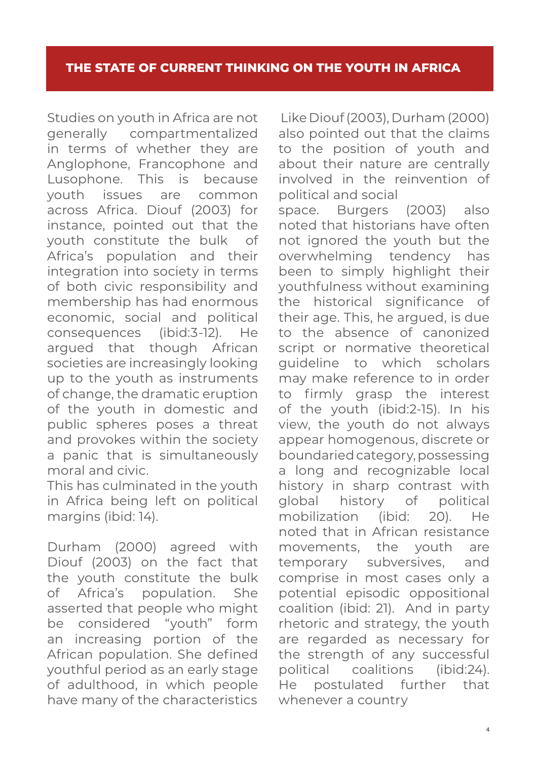## THE STATE OF CURRENT THINKING ON THE YOUTH IN AFRICA

Studies on youth in Africa are not generally compartmentalized in terms of whether they are Anglophone, Francophone and Lusophone. This is because youth issues are common across Africa. Diouf (2003) for instance, pointed out that the youth constitute the bulk of Africa's population and their integration into society in terms of both civic responsibility and membership has had enormous economic, social and political consequences (ibid:3-12). He argued that though African societies are increasingly looking up to the youth as instruments of change, the dramatic eruption of the youth in domestic and public spheres poses a threat and provokes within the society a panic that is simultaneously moral and civic.
This has culminated in the youth in Africa being left on political margins (ibid: 14).

Durham (2000) agreed with Diouf (2003) on the fact that the youth constitute the bulk of Africa's population. She asserted that people who might be considered "youth" form an increasing portion of the African population. She defined youthful period as an early stage of adulthood, in which people have many of the characteristics

Like Diouf (2003), Durham (2000) also pointed out that the claims to the position of youth and about their nature are centrally involved in the reinvention of political and social
space. Burgers (2003) also noted that historians have often not ignored the youth but the overwhelming tendency has been to simply highlight their youthfulness without examining the historical significance of their age. This, he argued, is due to the absence of canonized script or normative theoretical guideline to which scholars may make reference to in order to firmly grasp the interest of the youth (ibid:2-15). In his view, the youth do not always appear homogenous, discrete or boundaried category, possessing a long and recognizable local history in sharp contrast with global history of political mobilization (ibid: 20). He noted that in African resistance movements, the youth are temporary subversives, and comprise in most cases only a potential episodic oppositional coalition (ibid: 21). And in party rhetoric and strategy, the youth are regarded as necessary for the strength of any successful political coalitions (ibid:24). He postulated further that whenever a country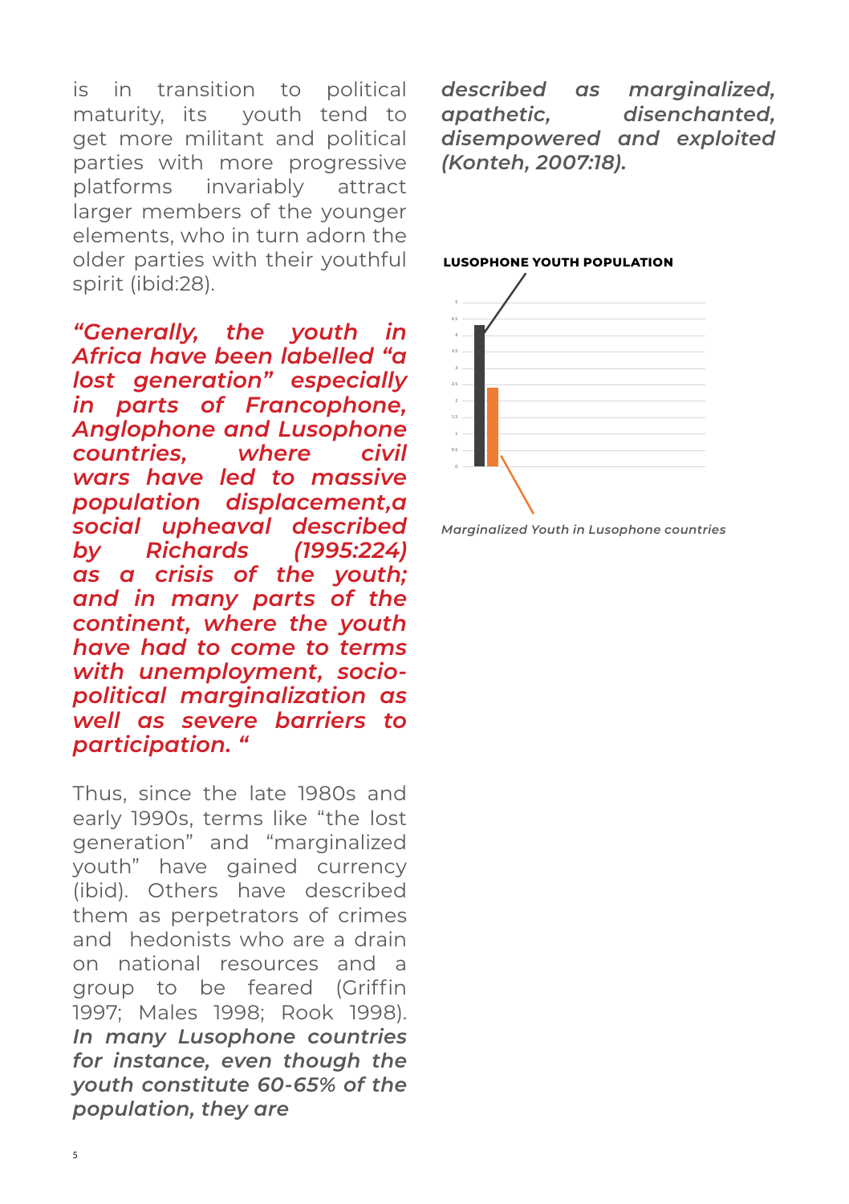is in transition to political maturity, its youth tend to get more militant and political parties with more progressive platforms invariably attract larger members of the younger elements, who in turn adorn the older parties with their youthful spirit (ibid:28).

***"Generally, the youth in Africa have been labelled "a lost generation" especially in parts of Francophone, Anglophone and Lusophone countries, where civil wars have led to massive population displacement,a social upheaval described by Richards (1995:224) as a crisis of the youth; and in many parts of the continent, where the youth have had to come to terms with unemployment, socio-political marginalization as well as severe barriers to participation. "***

Thus, since the late 1980s and early 1990s, terms like "the lost generation" and "marginalized youth" have gained currency (ibid). Others have described them as perpetrators of crimes and hedonists who are a drain on national resources and a group to be feared (Griffin 1997; Males 1998; Rook 1998). ***In many Lusophone countries for instance, even though the youth constitute 60-65% of the population, they are described as marginalized, apathetic, disenchanted, disempowered and exploited (Konteh, 2007:18).***

**LUSOPHONE YOUTH POPULATION**

*Marginalized Youth in Lusophone countries*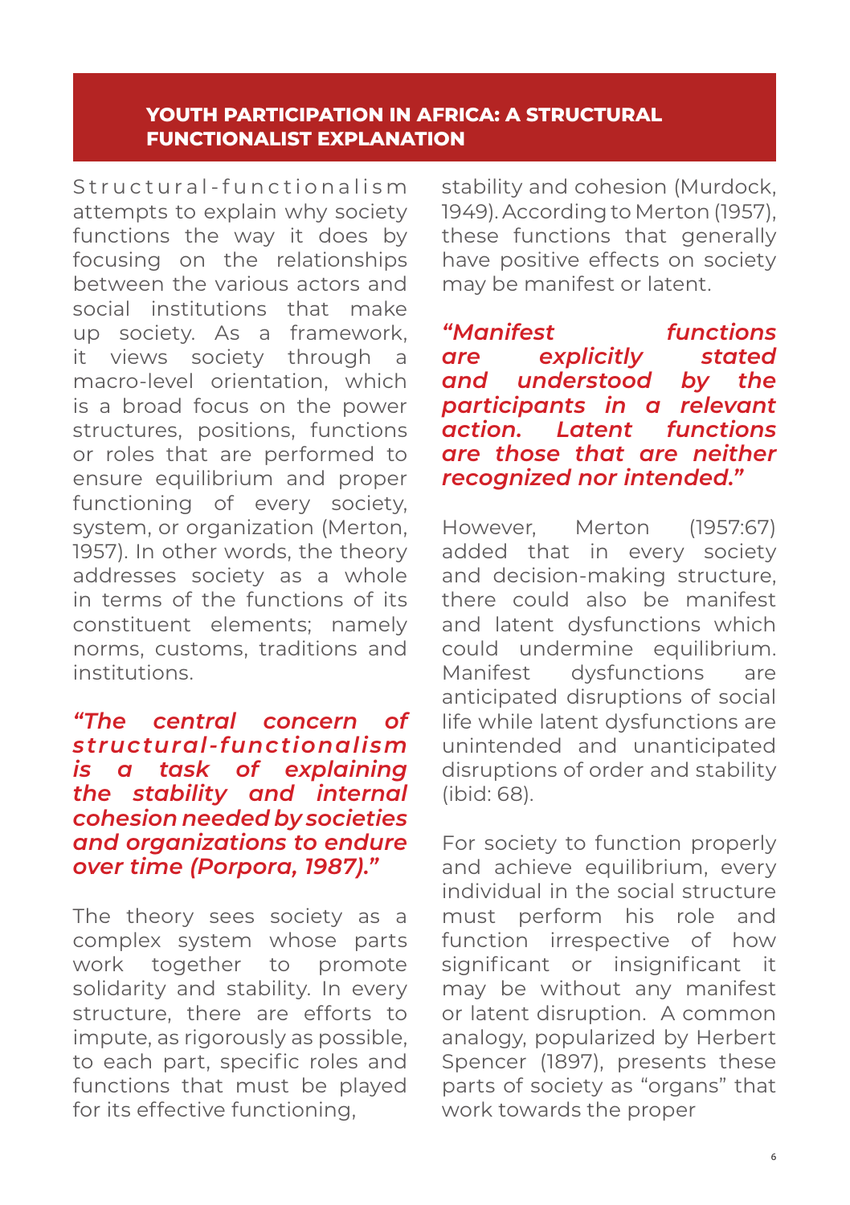## YOUTH PARTICIPATION IN AFRICA: A STRUCTURAL FUNCTIONALIST EXPLANATION

Structural-functionalism attempts to explain why society functions the way it does by focusing on the relationships between the various actors and social institutions that make up society. As a framework, it views society through a macro-level orientation, which is a broad focus on the power structures, positions, functions or roles that are performed to ensure equilibrium and proper functioning of every society, system, or organization (Merton, 1957). In other words, the theory addresses society as a whole in terms of the functions of its constituent elements; namely norms, customs, traditions and institutions.

***"The central concern of structural-functionalism is a task of explaining the stability and internal cohesion needed by societies and organizations to endure over time (Porpora, 1987)."***

The theory sees society as a complex system whose parts work together to promote solidarity and stability. In every structure, there are efforts to impute, as rigorously as possible, to each part, specific roles and functions that must be played for its effective functioning, stability and cohesion (Murdock, 1949). According to Merton (1957), these functions that generally have positive effects on society may be manifest or latent.

***"Manifest functions are explicitly stated and understood by the participants in a relevant action. Latent functions are those that are neither recognized nor intended."***

However, Merton (1957:67) added that in every society and decision-making structure, there could also be manifest and latent dysfunctions which could undermine equilibrium. Manifest dysfunctions are anticipated disruptions of social life while latent dysfunctions are unintended and unanticipated disruptions of order and stability (ibid: 68).

For society to function properly and achieve equilibrium, every individual in the social structure must perform his role and function irrespective of how significant or insignificant it may be without any manifest or latent disruption. A common analogy, popularized by Herbert Spencer (1897), presents these parts of society as "organs" that work towards the proper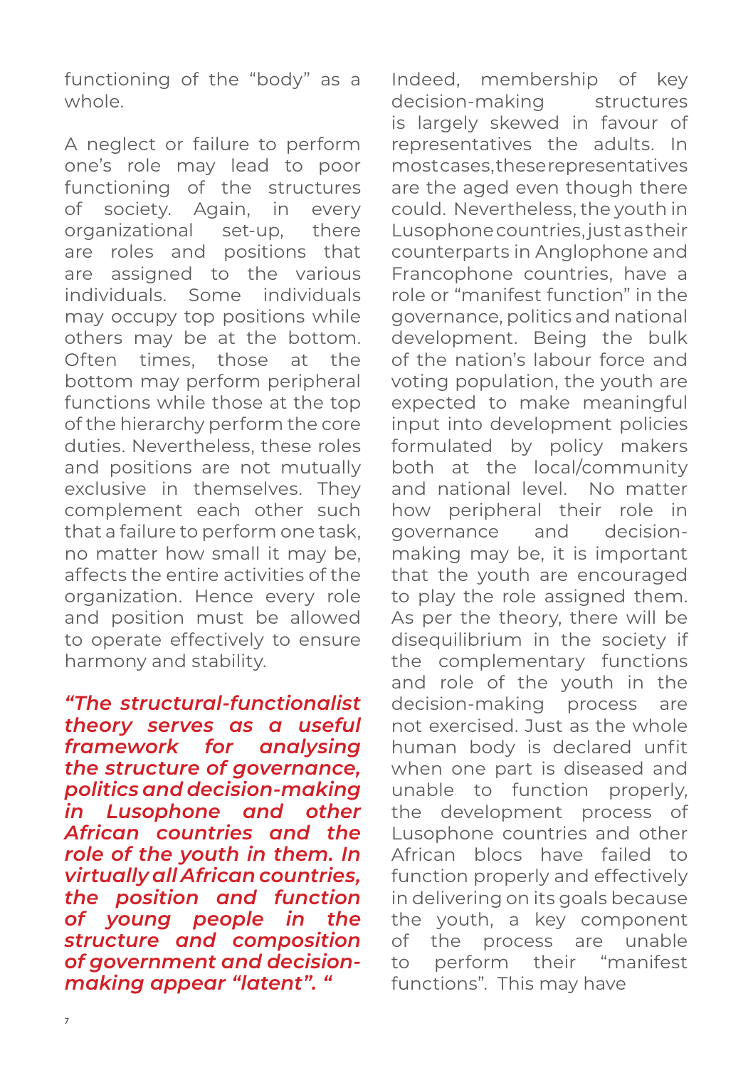functioning of the "body" as a whole.

A neglect or failure to perform one's role may lead to poor functioning of the structures of society. Again, in every organizational set-up, there are roles and positions that are assigned to the various individuals. Some individuals may occupy top positions while others may be at the bottom. Often times, those at the bottom may perform peripheral functions while those at the top of the hierarchy perform the core duties. Nevertheless, these roles and positions are not mutually exclusive in themselves. They complement each other such that a failure to perform one task, no matter how small it may be, affects the entire activities of the organization. Hence every role and position must be allowed to operate effectively to ensure harmony and stability.

***"The structural-functionalist theory serves as a useful framework for analysing the structure of governance, politics and decision-making in Lusophone and other African countries and the role of the youth in them. In virtually all African countries, the position and function of young people in the structure and composition of government and decision-making appear "latent". "***

Indeed, membership of key decision-making structures is largely skewed in favour of representatives the adults. In most cases, these representatives are the aged even though there could. Nevertheless, the youth in Lusophone countries, just as their counterparts in Anglophone and Francophone countries, have a role or "manifest function" in the governance, politics and national development. Being the bulk of the nation's labour force and voting population, the youth are expected to make meaningful input into development policies formulated by policy makers both at the local/community and national level. No matter how peripheral their role in governance and decision-making may be, it is important that the youth are encouraged to play the role assigned them. As per the theory, there will be disequilibrium in the society if the complementary functions and role of the youth in the decision-making process are not exercised. Just as the whole human body is declared unfit when one part is diseased and unable to function properly, the development process of Lusophone countries and other African blocs have failed to function properly and effectively in delivering on its goals because the youth, a key component of the process are unable to perform their "manifest functions". This may have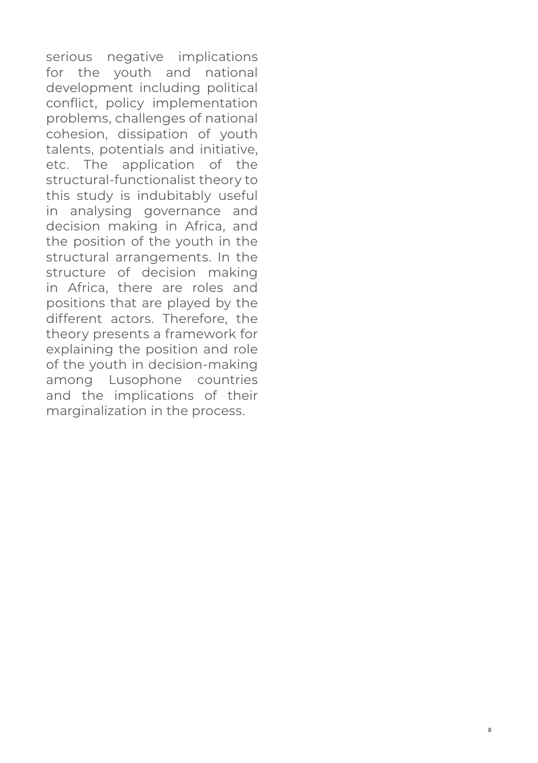serious negative implications for the youth and national development including political conflict, policy implementation problems, challenges of national cohesion, dissipation of youth talents, potentials and initiative, etc. The application of the structural-functionalist theory to this study is indubitably useful in analysing governance and decision making in Africa, and the position of the youth in the structural arrangements. In the structure of decision making in Africa, there are roles and positions that are played by the different actors. Therefore, the theory presents a framework for explaining the position and role of the youth in decision-making among Lusophone countries and the implications of their marginalization in the process.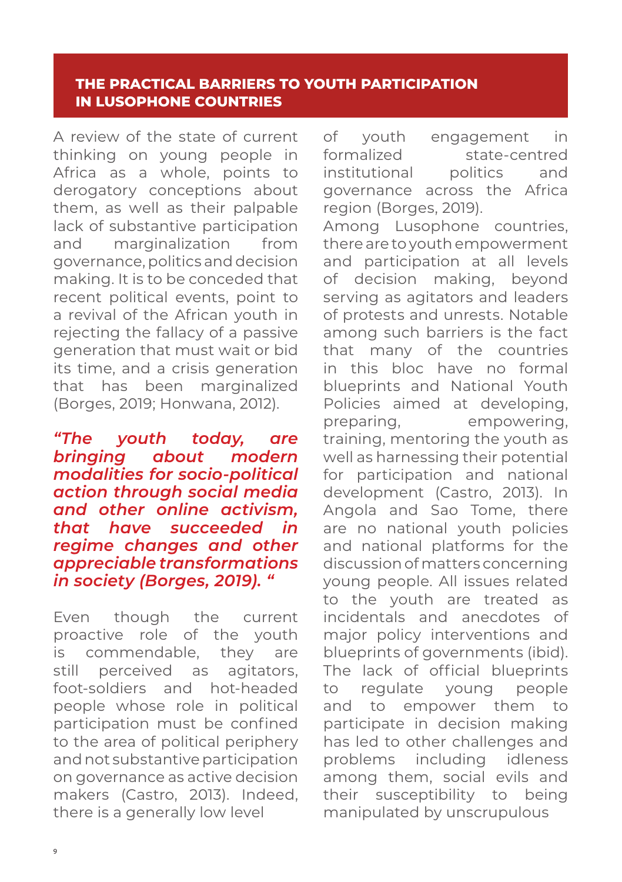## THE PRACTICAL BARRIERS TO YOUTH PARTICIPATION IN LUSOPHONE COUNTRIES

A review of the state of current thinking on young people in Africa as a whole, points to derogatory conceptions about them, as well as their palpable lack of substantive participation and marginalization from governance, politics and decision making. It is to be conceded that recent political events, point to a revival of the African youth in rejecting the fallacy of a passive generation that must wait or bid its time, and a crisis generation that has been marginalized (Borges, 2019; Honwana, 2012).

***"The youth today, are bringing about modern modalities for socio-political action through social media and other online activism, that have succeeded in regime changes and other appreciable transformations in society (Borges, 2019). "***

Even though the current proactive role of the youth is commendable, they are still perceived as agitators, foot-soldiers and hot-headed people whose role in political participation must be confined to the area of political periphery and not substantive participation on governance as active decision makers (Castro, 2013). Indeed, there is a generally low level of youth engagement in formalized state-centred institutional politics and governance across the Africa region (Borges, 2019).

Among Lusophone countries, there are to youth empowerment and participation at all levels of decision making, beyond serving as agitators and leaders of protests and unrests. Notable among such barriers is the fact that many of the countries in this bloc have no formal blueprints and National Youth Policies aimed at developing, preparing, empowering, training, mentoring the youth as well as harnessing their potential for participation and national development (Castro, 2013). In Angola and Sao Tome, there are no national youth policies and national platforms for the discussion of matters concerning young people. All issues related to the youth are treated as incidentals and anecdotes of major policy interventions and blueprints of governments (ibid). The lack of official blueprints to regulate young people and to empower them to participate in decision making has led to other challenges and problems including idleness among them, social evils and their susceptibility to being manipulated by unscrupulous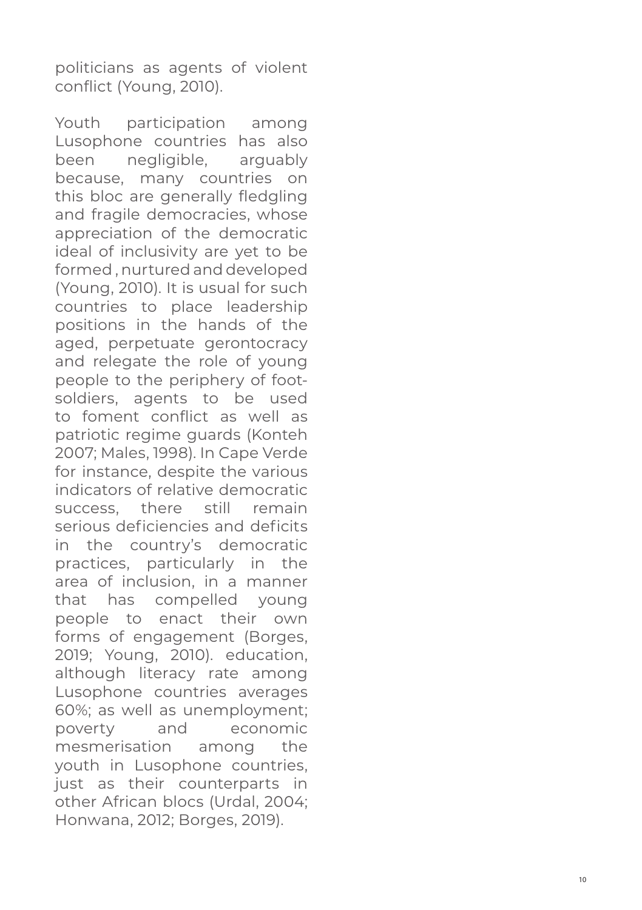politicians as agents of violent conflict (Young, 2010).

Youth participation among Lusophone countries has also been negligible, arguably because, many countries on this bloc are generally fledgling and fragile democracies, whose appreciation of the democratic ideal of inclusivity are yet to be formed , nurtured and developed (Young, 2010). It is usual for such countries to place leadership positions in the hands of the aged, perpetuate gerontocracy and relegate the role of young people to the periphery of foot-soldiers, agents to be used to foment conflict as well as patriotic regime guards (Konteh 2007; Males, 1998). In Cape Verde for instance, despite the various indicators of relative democratic success, there still remain serious deficiencies and deficits in the country's democratic practices, particularly in the area of inclusion, in a manner that has compelled young people to enact their own forms of engagement (Borges, 2019; Young, 2010). education, although literacy rate among Lusophone countries averages 60%; as well as unemployment; poverty and economic mesmerisation among the youth in Lusophone countries, just as their counterparts in other African blocs (Urdal, 2004; Honwana, 2012; Borges, 2019).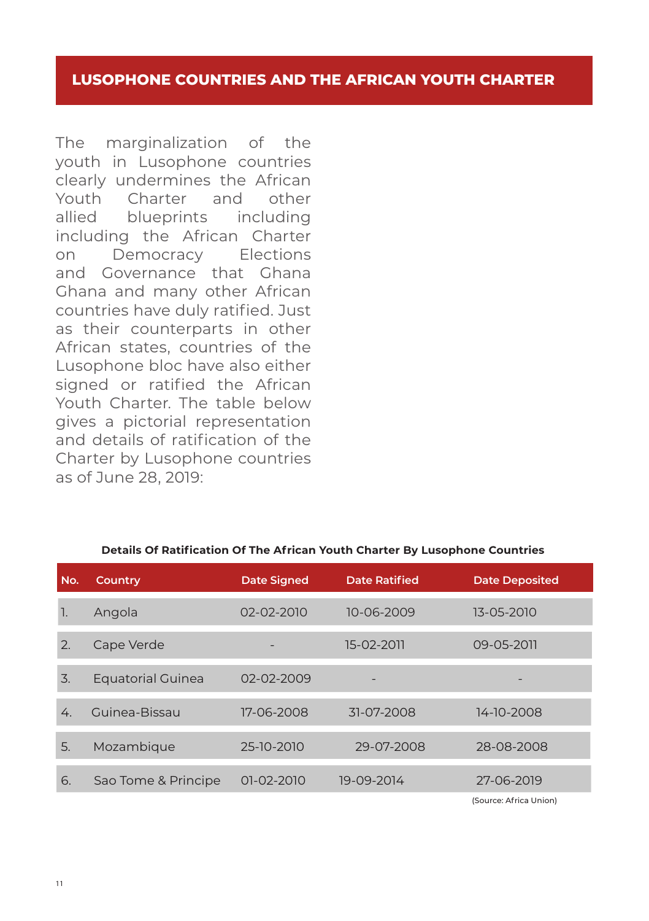## LUSOPHONE COUNTRIES AND THE AFRICAN YOUTH CHARTER

The marginalization of the youth in Lusophone countries clearly undermines the African Youth Charter and other allied blueprints including including the African Charter on Democracy Elections and Governance that Ghana Ghana and many other African countries have duly ratified. Just as their counterparts in other African states, countries of the Lusophone bloc have also either signed or ratified the African Youth Charter. The table below gives a pictorial representation and details of ratification of the Charter by Lusophone countries as of June 28, 2019:

**Details Of Ratification Of The African Youth Charter By Lusophone Countries**

| No. | Country | Date Signed | Date Ratified | Date Deposited |
|---|---|---|---|---|
| 1. | Angola | 02-02-2010 | 10-06-2009 | 13-05-2010 |
| 2. | Cape Verde | - | 15-02-2011 | 09-05-2011 |
| 3. | Equatorial Guinea | 02-02-2009 | - | - |
| 4. | Guinea-Bissau | 17-06-2008 | 31-07-2008 | 14-10-2008 |
| 5. | Mozambique | 25-10-2010 | 29-07-2008 | 28-08-2008 |
| 6. | Sao Tome & Principe | 01-02-2010 | 19-09-2014 | 27-06-2019 |

(Source: Africa Union)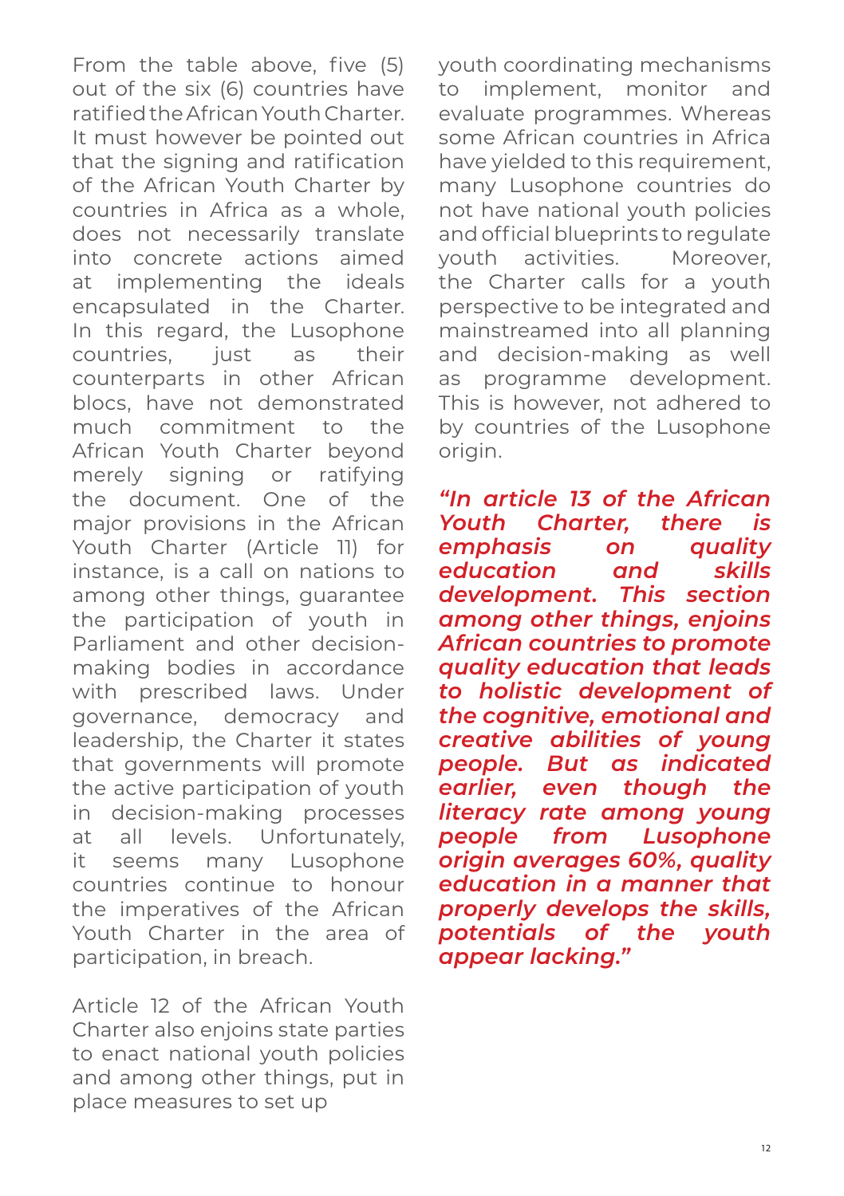From the table above, five (5) out of the six (6) countries have ratified the African Youth Charter. It must however be pointed out that the signing and ratification of the African Youth Charter by countries in Africa as a whole, does not necessarily translate into concrete actions aimed at implementing the ideals encapsulated in the Charter. In this regard, the Lusophone countries, just as their counterparts in other African blocs, have not demonstrated much commitment to the African Youth Charter beyond merely signing or ratifying the document. One of the major provisions in the African Youth Charter (Article 11) for instance, is a call on nations to among other things, guarantee the participation of youth in Parliament and other decision-making bodies in accordance with prescribed laws. Under governance, democracy and leadership, the Charter it states that governments will promote the active participation of youth in decision-making processes at all levels. Unfortunately, it seems many Lusophone countries continue to honour the imperatives of the African Youth Charter in the area of participation, in breach.

Article 12 of the African Youth Charter also enjoins state parties to enact national youth policies and among other things, put in place measures to set up youth coordinating mechanisms to implement, monitor and evaluate programmes. Whereas some African countries in Africa have yielded to this requirement, many Lusophone countries do not have national youth policies and official blueprints to regulate youth activities. Moreover, the Charter calls for a youth perspective to be integrated and mainstreamed into all planning and decision-making as well as programme development. This is however, not adhered to by countries of the Lusophone origin.

***"In article 13 of the African Youth Charter, there is emphasis on quality education and skills development. This section among other things, enjoins African countries to promote quality education that leads to holistic development of the cognitive, emotional and creative abilities of young people. But as indicated earlier, even though the literacy rate among young people from Lusophone origin averages 60%, quality education in a manner that properly develops the skills, potentials of the youth appear lacking."***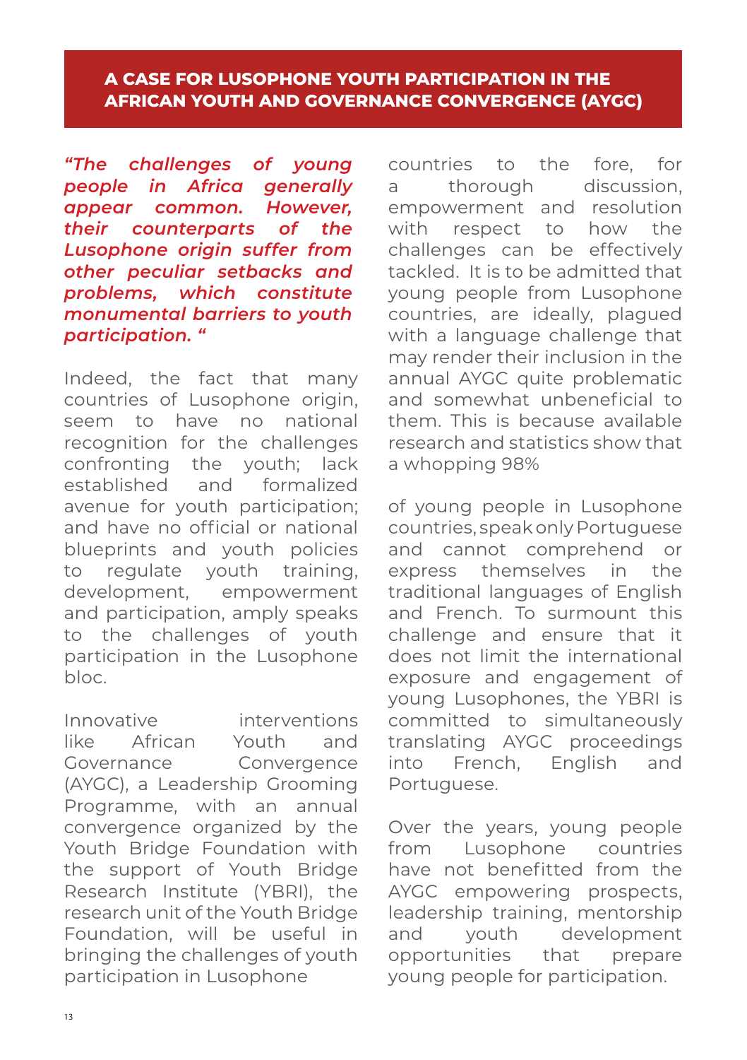## A CASE FOR LUSOPHONE YOUTH PARTICIPATION IN THE AFRICAN YOUTH AND GOVERNANCE CONVERGENCE (AYGC)

***"The challenges of young people in Africa generally appear common. However, their counterparts of the Lusophone origin suffer from other peculiar setbacks and problems, which constitute monumental barriers to youth participation. "***

Indeed, the fact that many countries of Lusophone origin, seem to have no national recognition for the challenges confronting the youth; lack established and formalized avenue for youth participation; and have no official or national blueprints and youth policies to regulate youth training, development, empowerment and participation, amply speaks to the challenges of youth participation in the Lusophone bloc.

Innovative interventions like African Youth and Governance Convergence (AYGC), a Leadership Grooming Programme, with an annual convergence organized by the Youth Bridge Foundation with the support of Youth Bridge Research Institute (YBRI), the research unit of the Youth Bridge Foundation, will be useful in bringing the challenges of youth participation in Lusophone countries to the fore, for a thorough discussion, empowerment and resolution with respect to how the challenges can be effectively tackled. It is to be admitted that young people from Lusophone countries, are ideally, plagued with a language challenge that may render their inclusion in the annual AYGC quite problematic and somewhat unbeneficial to them. This is because available research and statistics show that a whopping 98% of young people in Lusophone countries, speak only Portuguese and cannot comprehend or express themselves in the traditional languages of English and French. To surmount this challenge and ensure that it does not limit the international exposure and engagement of young Lusophones, the YBRI is committed to simultaneously translating AYGC proceedings into French, English and Portuguese.

Over the years, young people from Lusophone countries have not benefitted from the AYGC empowering prospects, leadership training, mentorship and youth development opportunities that prepare young people for participation.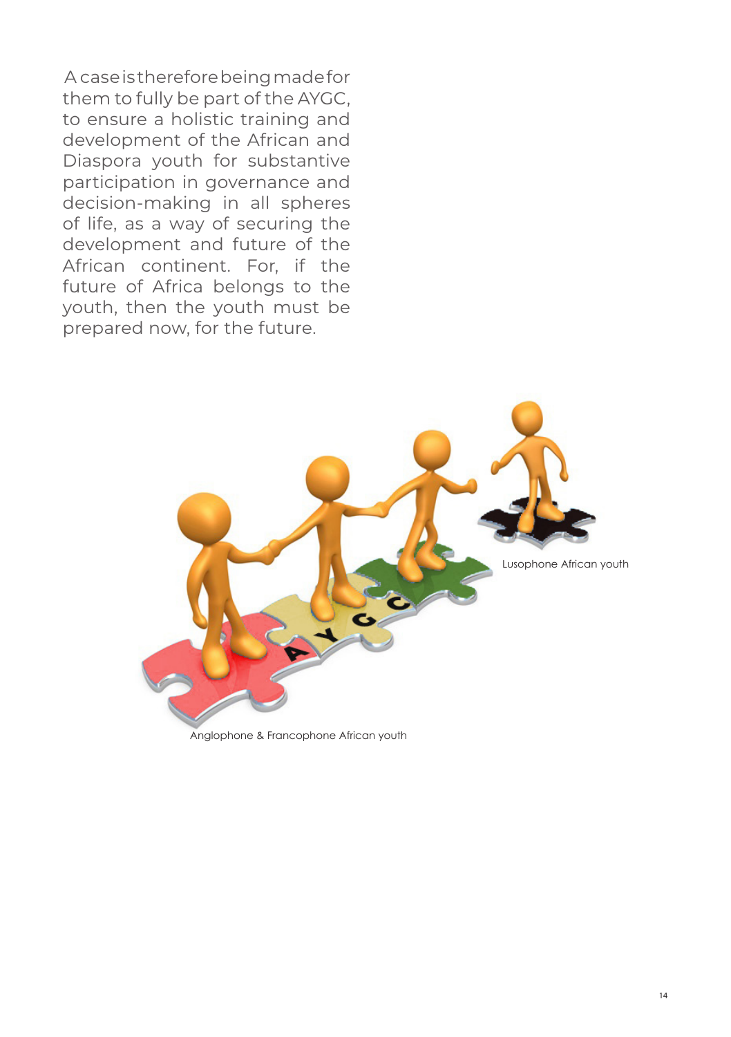A case is therefore being made for them to fully be part of the AYGC, to ensure a holistic training and development of the African and Diaspora youth for substantive participation in governance and decision-making in all spheres of life, as a way of securing the development and future of the African continent. For, if the future of Africa belongs to the youth, then the youth must be prepared now, for the future.

Lusophone African youth

Anglophone & Francophone African youth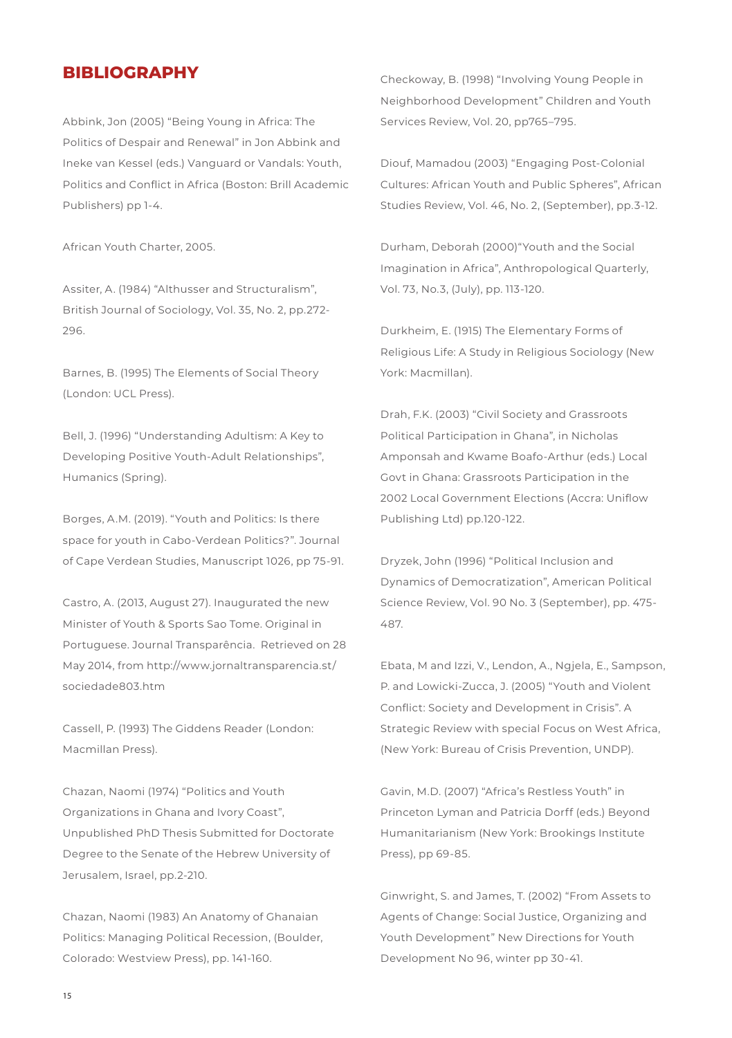## BIBLIOGRAPHY

Abbink, Jon (2005) "Being Young in Africa: The Politics of Despair and Renewal" in Jon Abbink and Ineke van Kessel (eds.) Vanguard or Vandals: Youth, Politics and Conflict in Africa (Boston: Brill Academic Publishers) pp 1-4.

African Youth Charter, 2005.

Assiter, A. (1984) "Althusser and Structuralism", British Journal of Sociology, Vol. 35, No. 2, pp.272-296.

Barnes, B. (1995) The Elements of Social Theory (London: UCL Press).

Bell, J. (1996) "Understanding Adultism: A Key to Developing Positive Youth-Adult Relationships", Humanics (Spring).

Borges, A.M. (2019). "Youth and Politics: Is there space for youth in Cabo-Verdean Politics?". Journal of Cape Verdean Studies, Manuscript 1026, pp 75-91.

Castro, A. (2013, August 27). Inaugurated the new Minister of Youth & Sports Sao Tome. Original in Portuguese. Journal Transparência. Retrieved on 28 May 2014, from http://www.jornaltransparencia.st/sociedade803.htm

Cassell, P. (1993) The Giddens Reader (London: Macmillan Press).

Chazan, Naomi (1974) "Politics and Youth Organizations in Ghana and Ivory Coast", Unpublished PhD Thesis Submitted for Doctorate Degree to the Senate of the Hebrew University of Jerusalem, Israel, pp.2-210.

Chazan, Naomi (1983) An Anatomy of Ghanaian Politics: Managing Political Recession, (Boulder, Colorado: Westview Press), pp. 141-160.

Checkoway, B. (1998) "Involving Young People in Neighborhood Development" Children and Youth Services Review, Vol. 20, pp765–795.

Diouf, Mamadou (2003) "Engaging Post-Colonial Cultures: African Youth and Public Spheres", African Studies Review, Vol. 46, No. 2, (September), pp.3-12.

Durham, Deborah (2000)"Youth and the Social Imagination in Africa", Anthropological Quarterly, Vol. 73, No.3, (July), pp. 113-120.

Durkheim, E. (1915) The Elementary Forms of Religious Life: A Study in Religious Sociology (New York: Macmillan).

Drah, F.K. (2003) "Civil Society and Grassroots Political Participation in Ghana", in Nicholas Amponsah and Kwame Boafo-Arthur (eds.) Local Govt in Ghana: Grassroots Participation in the 2002 Local Government Elections (Accra: Uniflow Publishing Ltd) pp.120-122.

Dryzek, John (1996) "Political Inclusion and Dynamics of Democratization", American Political Science Review, Vol. 90 No. 3 (September), pp. 475-487.

Ebata, M and Izzi, V., Lendon, A., Ngjela, E., Sampson, P. and Lowicki-Zucca, J. (2005) "Youth and Violent Conflict: Society and Development in Crisis". A Strategic Review with special Focus on West Africa, (New York: Bureau of Crisis Prevention, UNDP).

Gavin, M.D. (2007) "Africa's Restless Youth" in Princeton Lyman and Patricia Dorff (eds.) Beyond Humanitarianism (New York: Brookings Institute Press), pp 69-85.

Ginwright, S. and James, T. (2002) "From Assets to Agents of Change: Social Justice, Organizing and Youth Development" New Directions for Youth Development No 96, winter pp 30-41.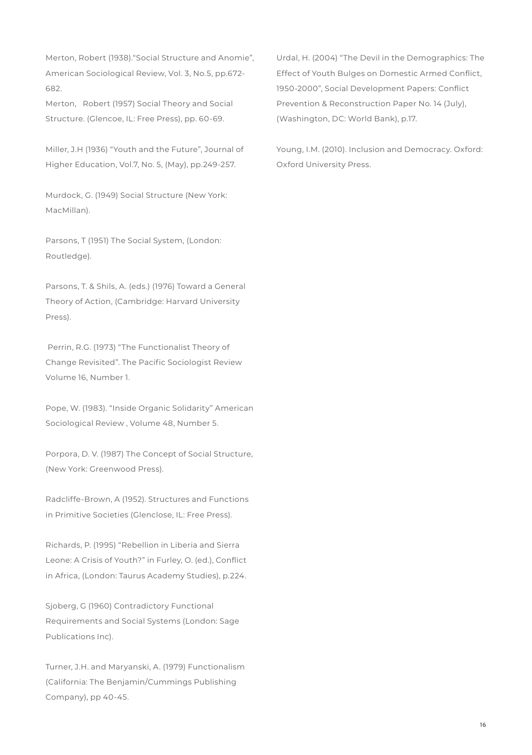Merton, Robert (1938)."Social Structure and Anomie", American Sociological Review, Vol. 3, No.5, pp.672-682.

Merton, Robert (1957) Social Theory and Social Structure. (Glencoe, IL: Free Press), pp. 60-69.

Miller, J.H (1936) "Youth and the Future", Journal of Higher Education, Vol.7, No. 5, (May), pp.249-257.

Murdock, G. (1949) Social Structure (New York: MacMillan).

Parsons, T (1951) The Social System, (London: Routledge).

Parsons, T. & Shils, A. (eds.) (1976) Toward a General Theory of Action, (Cambridge: Harvard University Press).

Perrin, R.G. (1973) "The Functionalist Theory of Change Revisited". The Pacific Sociologist Review Volume 16, Number 1.

Pope, W. (1983). "Inside Organic Solidarity" American Sociological Review , Volume 48, Number 5.

Porpora, D. V. (1987) The Concept of Social Structure, (New York: Greenwood Press).

Radcliffe-Brown, A (1952). Structures and Functions in Primitive Societies (Glenclose, IL: Free Press).

Richards, P. (1995) "Rebellion in Liberia and Sierra Leone: A Crisis of Youth?" in Furley, O. (ed.), Conflict in Africa, (London: Taurus Academy Studies), p.224.

Sjoberg, G (1960) Contradictory Functional Requirements and Social Systems (London: Sage Publications Inc).

Turner, J.H. and Maryanski, A. (1979) Functionalism (California: The Benjamin/Cummings Publishing Company), pp 40-45.

Urdal, H. (2004) "The Devil in the Demographics: The Effect of Youth Bulges on Domestic Armed Conflict, 1950-2000", Social Development Papers: Conflict Prevention & Reconstruction Paper No. 14 (July), (Washington, DC: World Bank), p.17.

Young, I.M. (2010). Inclusion and Democracy. Oxford: Oxford University Press.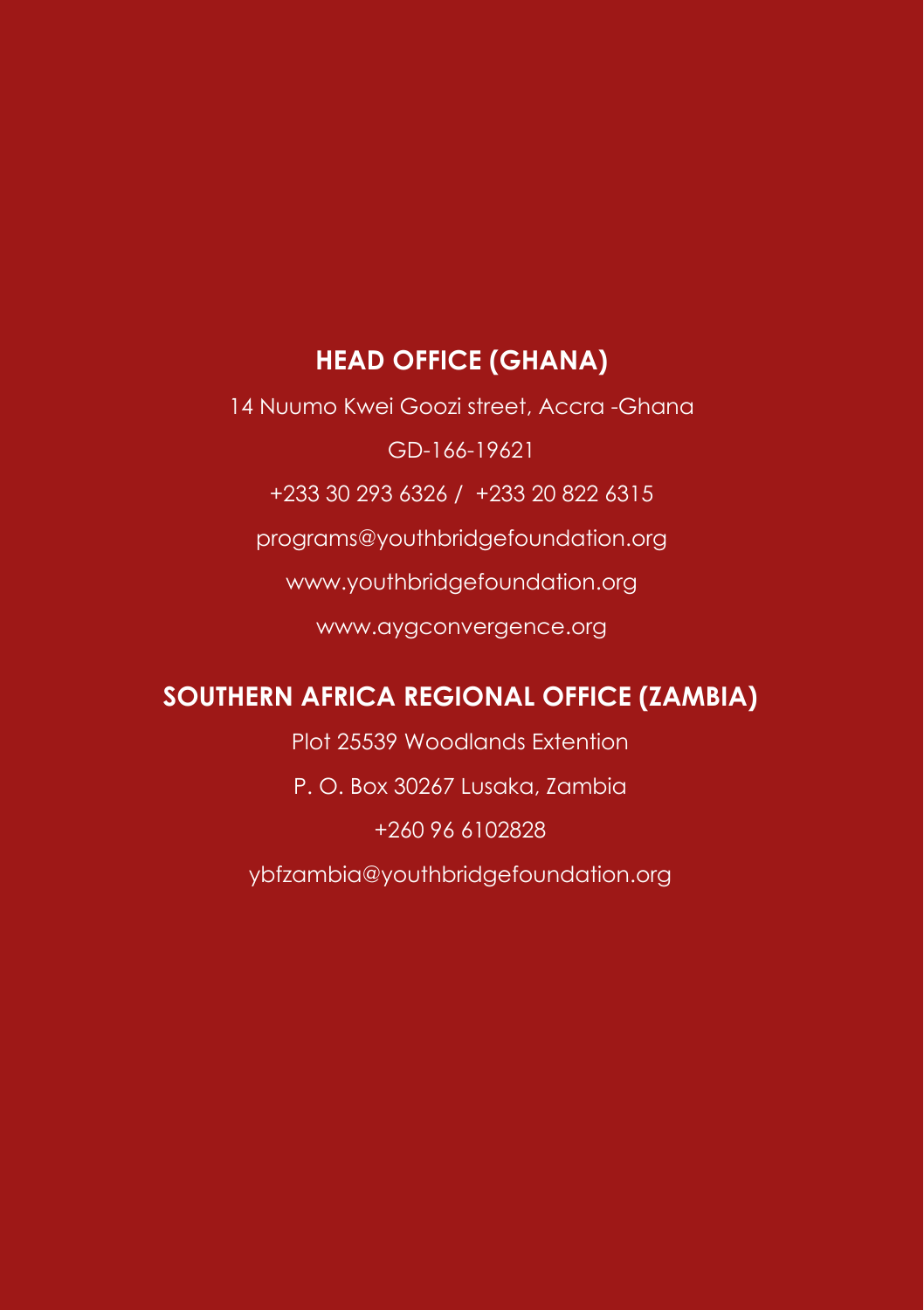## HEAD OFFICE (GHANA)

14 Nuumo Kwei Goozi street, Accra -Ghana

GD-166-19621

+233 30 293 6326 / +233 20 822 6315

programs@youthbridgefoundation.org

www.youthbridgefoundation.org

www.aygconvergence.org

## SOUTHERN AFRICA REGIONAL OFFICE (ZAMBIA)

Plot 25539 Woodlands Extention

P. O. Box 30267 Lusaka, Zambia

+260 96 6102828

ybfzambia@youthbridgefoundation.org